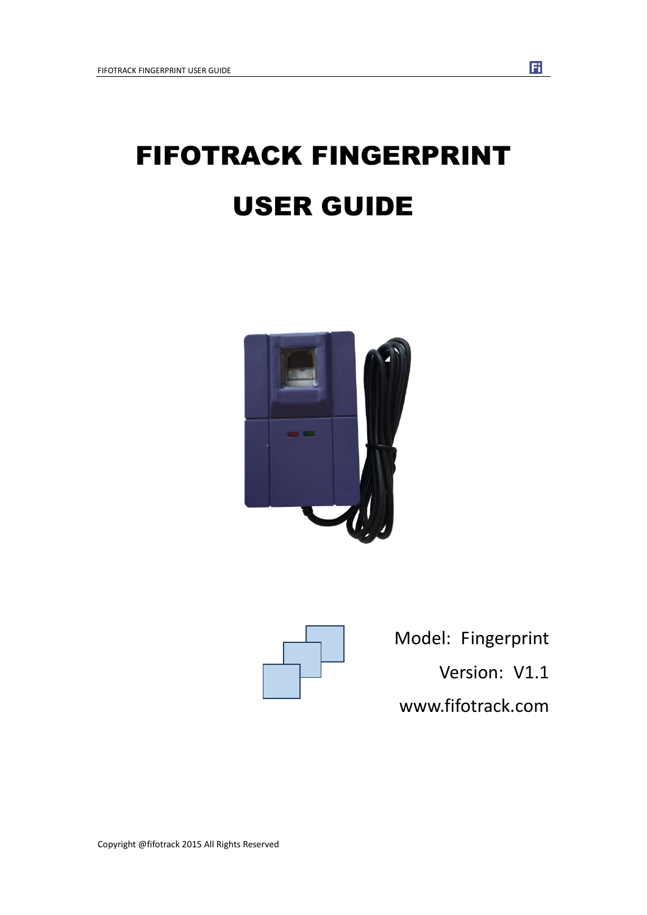# FIFOTRACK FINGERPRINT

# USER GUIDE

Model: Fingerprint

Version: V1.1

www.fifotrack.com

Copyright @fifotrack 2015 All Rights Reserved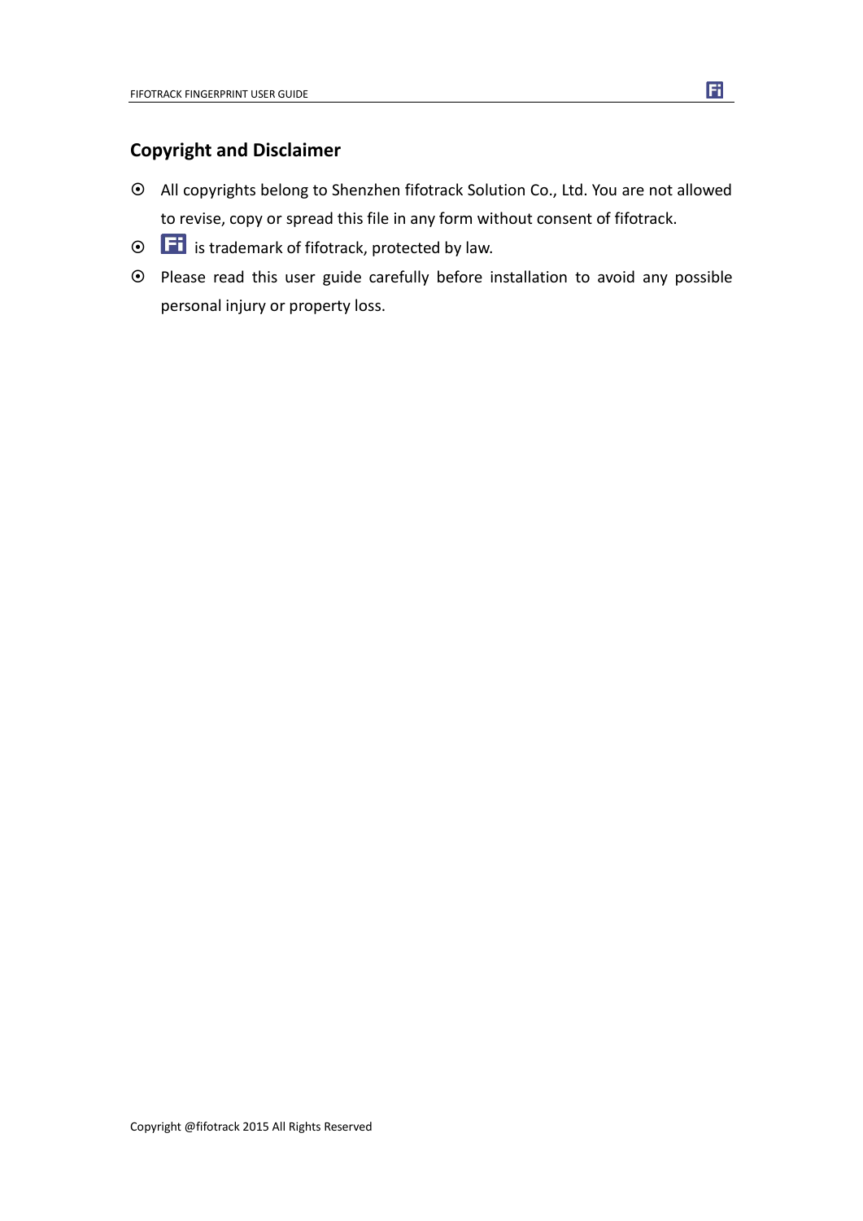## Copyright and Disclaimer

- All copyrights belong to Shenzhen fifotrack Solution Co., Ltd. You are not allowed to revise, copy or spread this file in any form without consent of fifotrack.
- Fi is trademark of fifotrack, protected by law.
- Please read this user guide carefully before installation to avoid any possible personal injury or property loss.

Copyright @fifotrack 2015 All Rights Reserved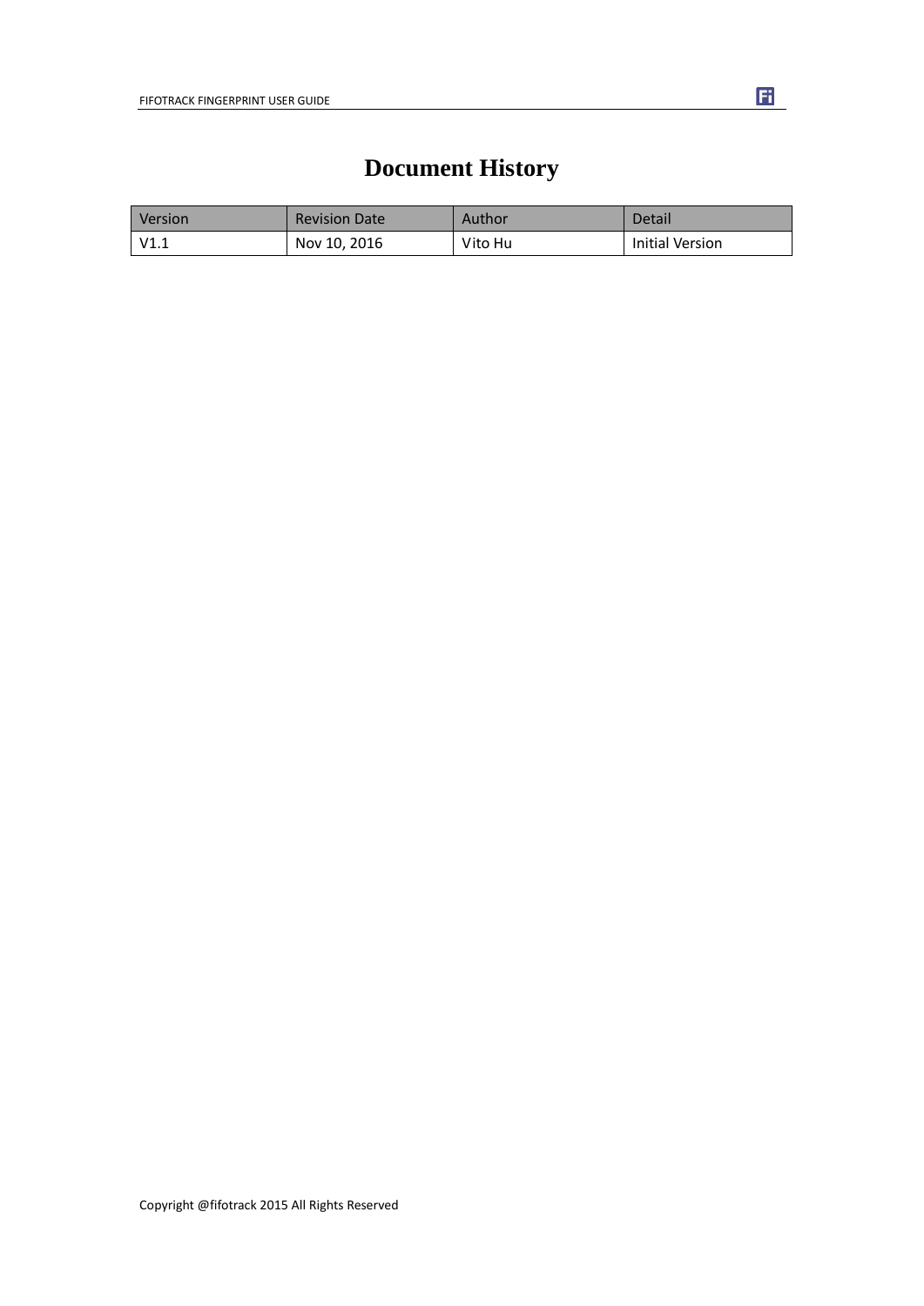# Document History

| Version | Revision Date | Author | Detail |
| --- | --- | --- | --- |
| V1.1 | Nov 10, 2016 | Vito Hu | Initial Version |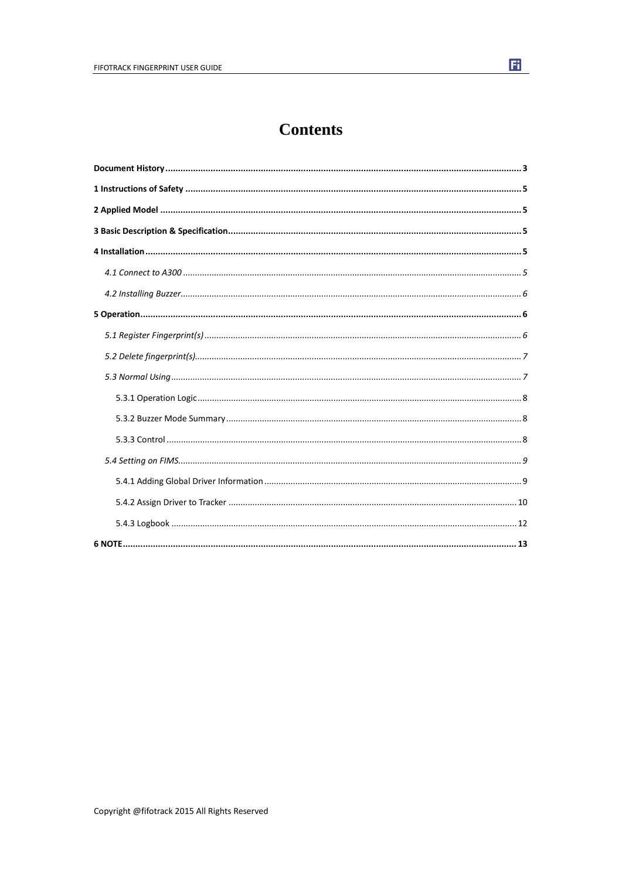# Contents

**Document History** ........................................................................................................................................ **3**

**1 Instructions of Safety** .................................................................................................................................. **5**

**2 Applied Model** ............................................................................................................................................. **5**

**3 Basic Description & Specification** ................................................................................................................ **5**

**4 Installation** .................................................................................................................................................. **5**

*4.1 Connect to A300* ........................................................................................................................................ *5*

*4.2 Installing Buzzer* ........................................................................................................................................ *6*

**5 Operation** .................................................................................................................................................... **6**

*5.1 Register Fingerprint(s)* ............................................................................................................................... *6*

*5.2 Delete fingerprint(s)* .................................................................................................................................. *7*

*5.3 Normal Using* ............................................................................................................................................. *7*

5.3.1 Operation Logic .................................................................................................................................... 8

5.3.2 Buzzer Mode Summary ......................................................................................................................... 8

5.3.3 Control .................................................................................................................................................. 8

*5.4 Setting on FIMS* ......................................................................................................................................... *9*

5.4.1 Adding Global Driver Information ......................................................................................................... 9

5.4.2 Assign Driver to Tracker ...................................................................................................................... 10

5.4.3 Logbook .............................................................................................................................................. 12

**6 NOTE** ......................................................................................................................................................... **13**

Copyright @fifotrack 2015 All Rights Reserved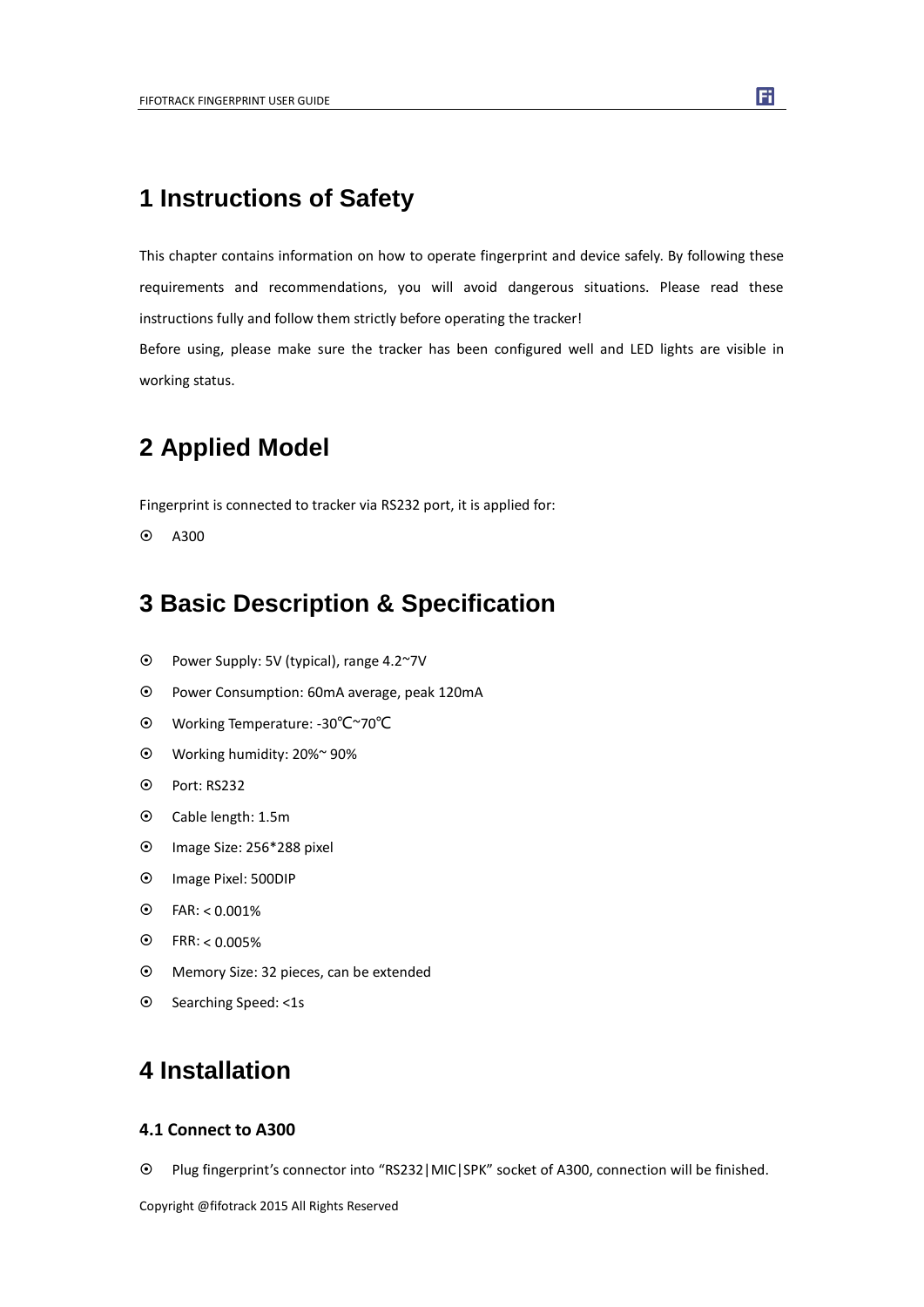# 1 Instructions of Safety

This chapter contains information on how to operate fingerprint and device safely. By following these requirements and recommendations, you will avoid dangerous situations. Please read these instructions fully and follow them strictly before operating the tracker!

Before using, please make sure the tracker has been configured well and LED lights are visible in working status.

# 2 Applied Model

Fingerprint is connected to tracker via RS232 port, it is applied for:

- A300

# 3 Basic Description & Specification

- Power Supply: 5V (typical), range 4.2~7V
- Power Consumption: 60mA average, peak 120mA
- Working Temperature: -30℃~70℃
- Working humidity: 20%~ 90%
- Port: RS232
- Cable length: 1.5m
- Image Size: 256*288 pixel
- Image Pixel: 500DIP
- FAR: < 0.001%
- FRR: < 0.005%
- Memory Size: 32 pieces, can be extended
- Searching Speed: <1s

# 4 Installation

### 4.1 Connect to A300

- Plug fingerprint's connector into "RS232|MIC|SPK" socket of A300, connection will be finished.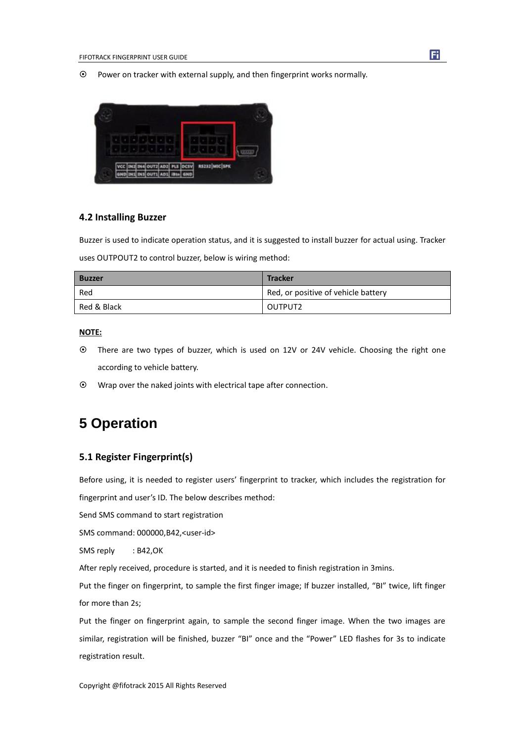- Power on tracker with external supply, and then fingerprint works normally.

### 4.2 Installing Buzzer

Buzzer is used to indicate operation status, and it is suggested to install buzzer for actual using. Tracker uses OUTPOUT2 to control buzzer, below is wiring method:

| Buzzer | Tracker |
|---|---|
| Red | Red, or positive of vehicle battery |
| Red & Black | OUTPUT2 |

**NOTE:**

- There are two types of buzzer, which is used on 12V or 24V vehicle. Choosing the right one according to vehicle battery.
- Wrap over the naked joints with electrical tape after connection.

# 5 Operation

### 5.1 Register Fingerprint(s)

Before using, it is needed to register users' fingerprint to tracker, which includes the registration for fingerprint and user's ID. The below describes method:

Send SMS command to start registration

SMS command: 000000,B42,<user-id>

SMS reply : B42,OK

After reply received, procedure is started, and it is needed to finish registration in 3mins.

Put the finger on fingerprint, to sample the first finger image; If buzzer installed, "BI" twice, lift finger for more than 2s;

Put the finger on fingerprint again, to sample the second finger image. When the two images are similar, registration will be finished, buzzer "BI" once and the "Power" LED flashes for 3s to indicate registration result.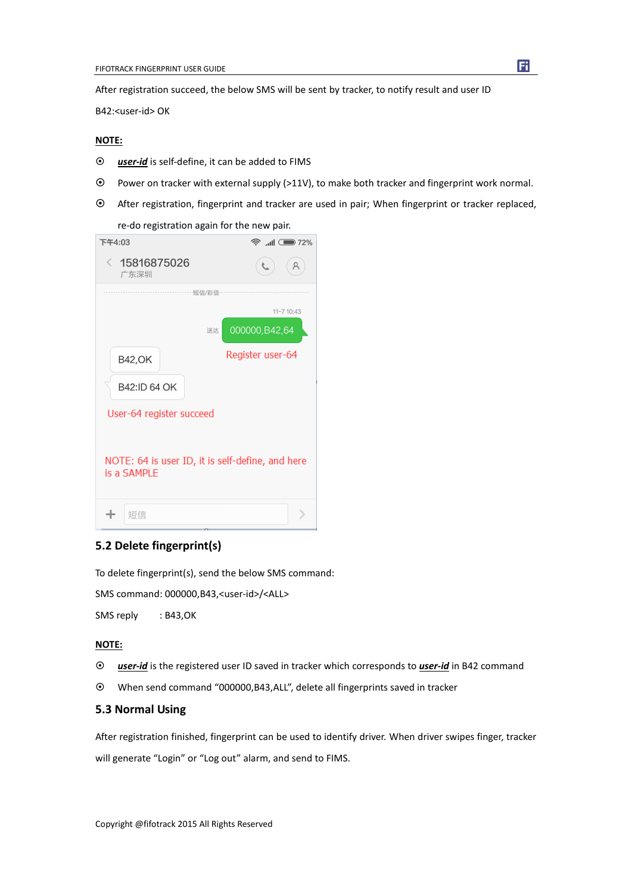After registration succeed, the below SMS will be sent by tracker, to notify result and user ID

B42:<user-id> OK

**NOTE:**

- ***user-id*** is self-define, it can be added to FIMS
- Power on tracker with external supply (>11V), to make both tracker and fingerprint work normal.
- After registration, fingerprint and tracker are used in pair; When fingerprint or tracker replaced, re-do registration again for the new pair.

## 5.2 Delete fingerprint(s)

To delete fingerprint(s), send the below SMS command:

SMS command: 000000,B43,<user-id>/<ALL>

SMS reply : B43,OK

**NOTE:**

- ***user-id*** is the registered user ID saved in tracker which corresponds to ***user-id*** in B42 command
- When send command “000000,B43,ALL”, delete all fingerprints saved in tracker

## 5.3 Normal Using

After registration finished, fingerprint can be used to identify driver. When driver swipes finger, tracker will generate “Login” or “Log out” alarm, and send to FIMS.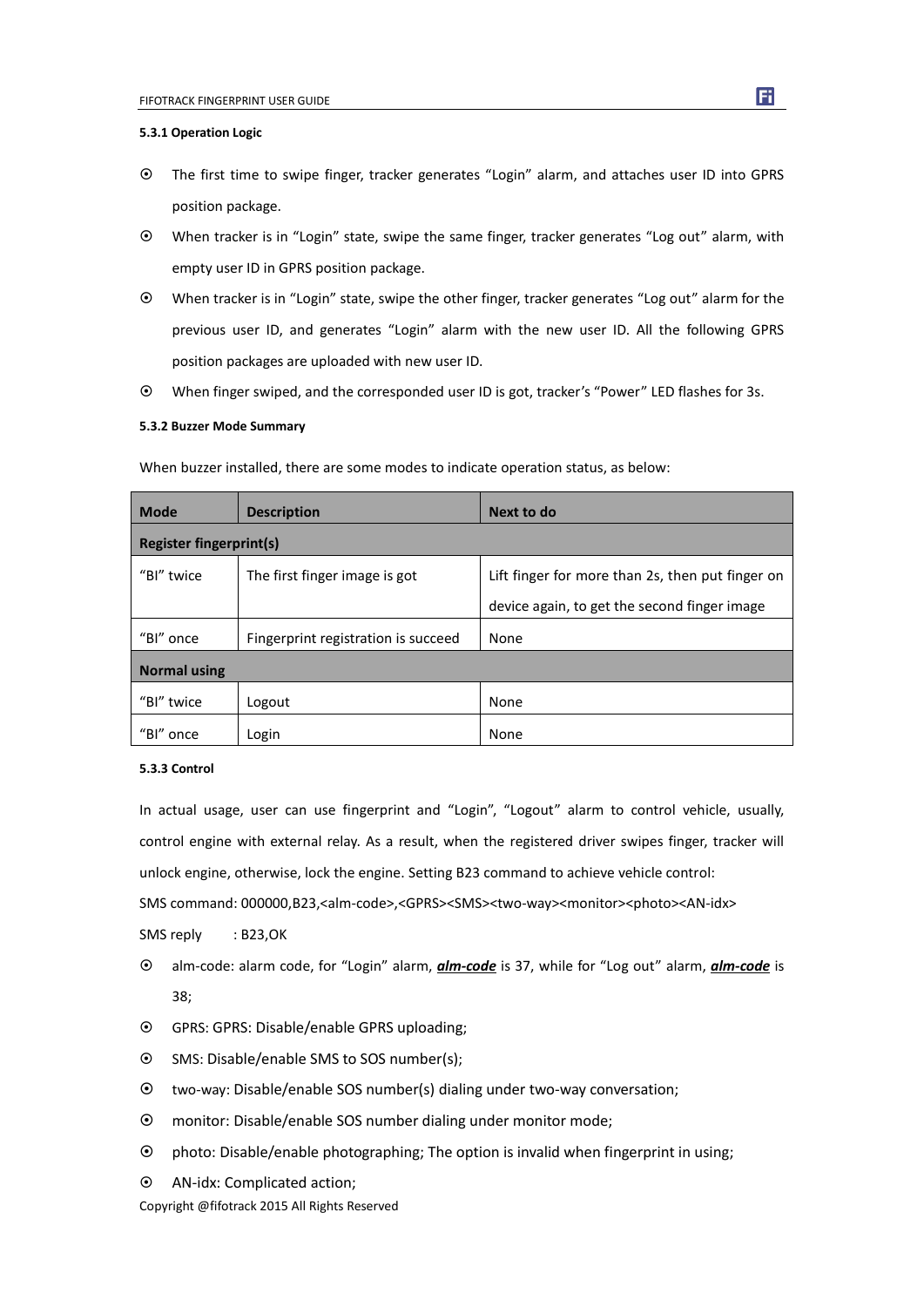#### 5.3.1 Operation Logic

- The first time to swipe finger, tracker generates "Login" alarm, and attaches user ID into GPRS position package.
- When tracker is in "Login" state, swipe the same finger, tracker generates "Log out" alarm, with empty user ID in GPRS position package.
- When tracker is in "Login" state, swipe the other finger, tracker generates "Log out" alarm for the previous user ID, and generates "Login" alarm with the new user ID. All the following GPRS position packages are uploaded with new user ID.
- When finger swiped, and the corresponded user ID is got, tracker's "Power" LED flashes for 3s.

#### 5.3.2 Buzzer Mode Summary

When buzzer installed, there are some modes to indicate operation status, as below:

| Mode | Description | Next to do |
|---|---|---|
| **Register fingerprint(s)** | | |
| "BI" twice | The first finger image is got | Lift finger for more than 2s, then put finger on device again, to get the second finger image |
| "BI" once | Fingerprint registration is succeed | None |
| **Normal using** | | |
| "BI" twice | Logout | None |
| "BI" once | Login | None |

#### 5.3.3 Control

In actual usage, user can use fingerprint and "Login", "Logout" alarm to control vehicle, usually, control engine with external relay. As a result, when the registered driver swipes finger, tracker will unlock engine, otherwise, lock the engine. Setting B23 command to achieve vehicle control:

SMS command: 000000,B23,<alm-code>,<GPRS><SMS><two-way><monitor><photo><AN-idx>

SMS reply : B23,OK

- alm-code: alarm code, for "Login" alarm, ***alm-code*** is 37, while for "Log out" alarm, ***alm-code*** is 38;
- GPRS: GPRS: Disable/enable GPRS uploading;
- SMS: Disable/enable SMS to SOS number(s);
- two-way: Disable/enable SOS number(s) dialing under two-way conversation;
- monitor: Disable/enable SOS number dialing under monitor mode;
- photo: Disable/enable photographing; The option is invalid when fingerprint in using;
- AN-idx: Complicated action;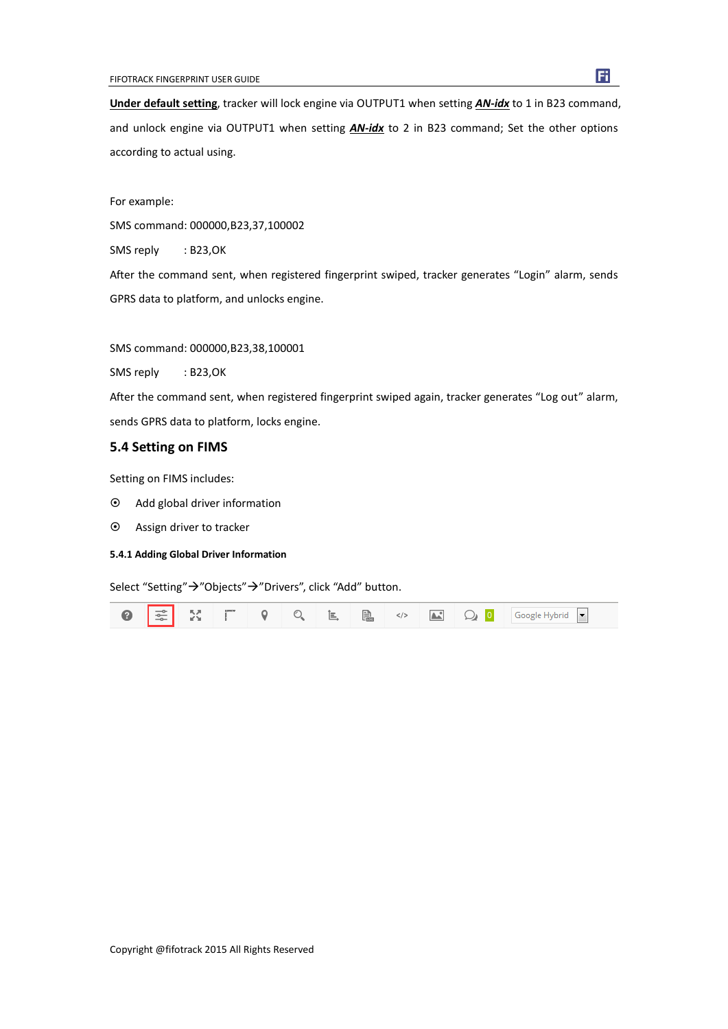**<u>Under default setting</u>**, tracker will lock engine via OUTPUT1 when setting ***<u>AN-idx</u>*** to 1 in B23 command, and unlock engine via OUTPUT1 when setting ***<u>AN-idx</u>*** to 2 in B23 command; Set the other options according to actual using.

For example:

SMS command: 000000,B23,37,100002

SMS reply : B23,OK

After the command sent, when registered fingerprint swiped, tracker generates "Login" alarm, sends GPRS data to platform, and unlocks engine.

SMS command: 000000,B23,38,100001

SMS reply : B23,OK

After the command sent, when registered fingerprint swiped again, tracker generates "Log out" alarm, sends GPRS data to platform, locks engine.

## 5.4 Setting on FIMS

Setting on FIMS includes:

- Add global driver information
- Assign driver to tracker

#### 5.4.1 Adding Global Driver Information

Select "Setting"→"Objects"→"Drivers", click "Add" button.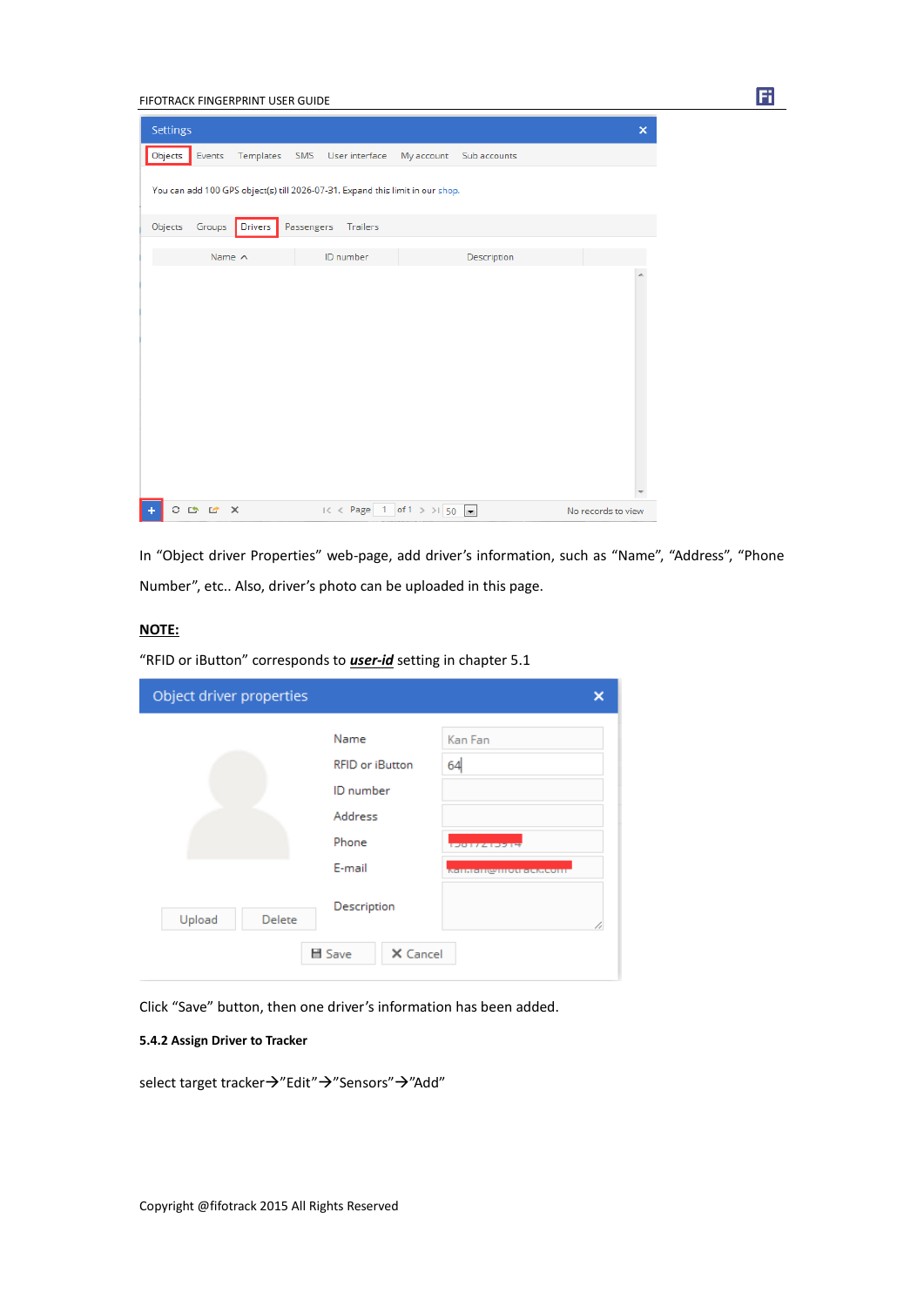In “Object driver Properties” web-page, add driver’s information, such as “Name”, “Address”, “Phone Number”, etc.. Also, driver’s photo can be uploaded in this page.

**NOTE:**

“RFID or iButton” corresponds to ***user-id*** setting in chapter 5.1

Click “Save” button, then one driver’s information has been added.

**5.4.2 Assign Driver to Tracker**

select target tracker→”Edit”→”Sensors”→”Add”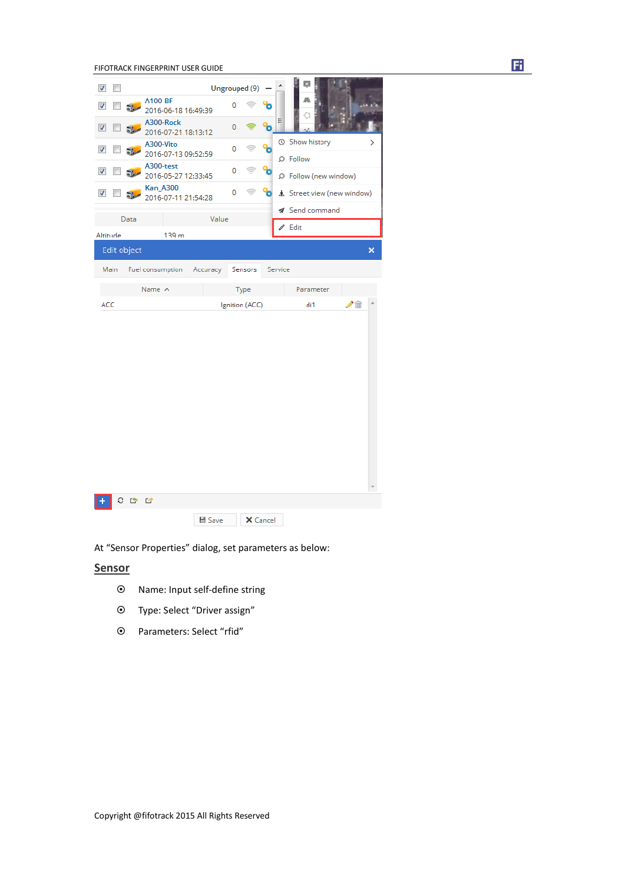At "Sensor Properties" dialog, set parameters as below:

## Sensor

- Name: Input self-define string
- Type: Select "Driver assign"
- Parameters: Select "rfid"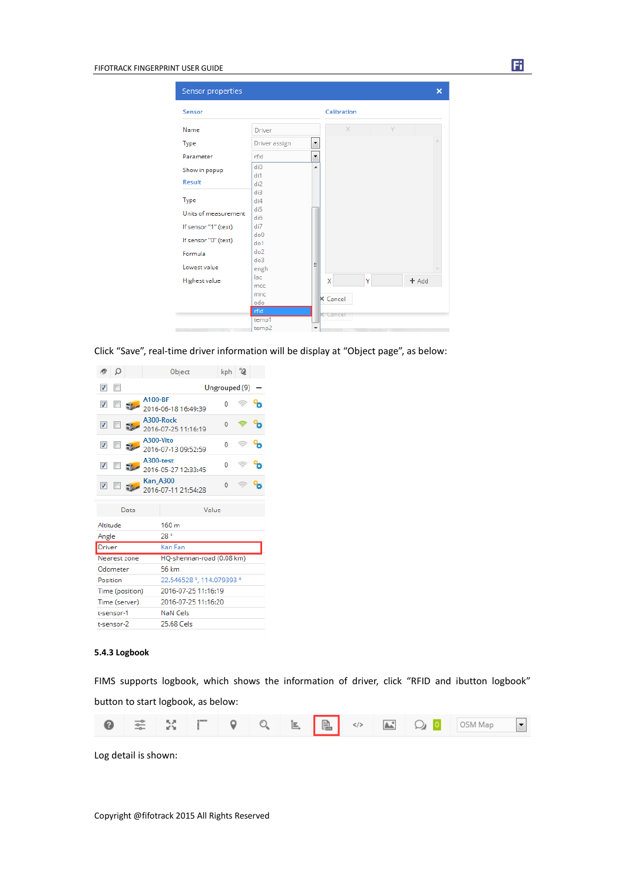Click “Save”, real-time driver information will be display at “Object page”, as below:

### 5.4.3 Logbook

FIMS supports logbook, which shows the information of driver, click “RFID and ibutton logbook” button to start logbook, as below:

Log detail is shown:

Copyright @fifotrack 2015 All Rights Reserved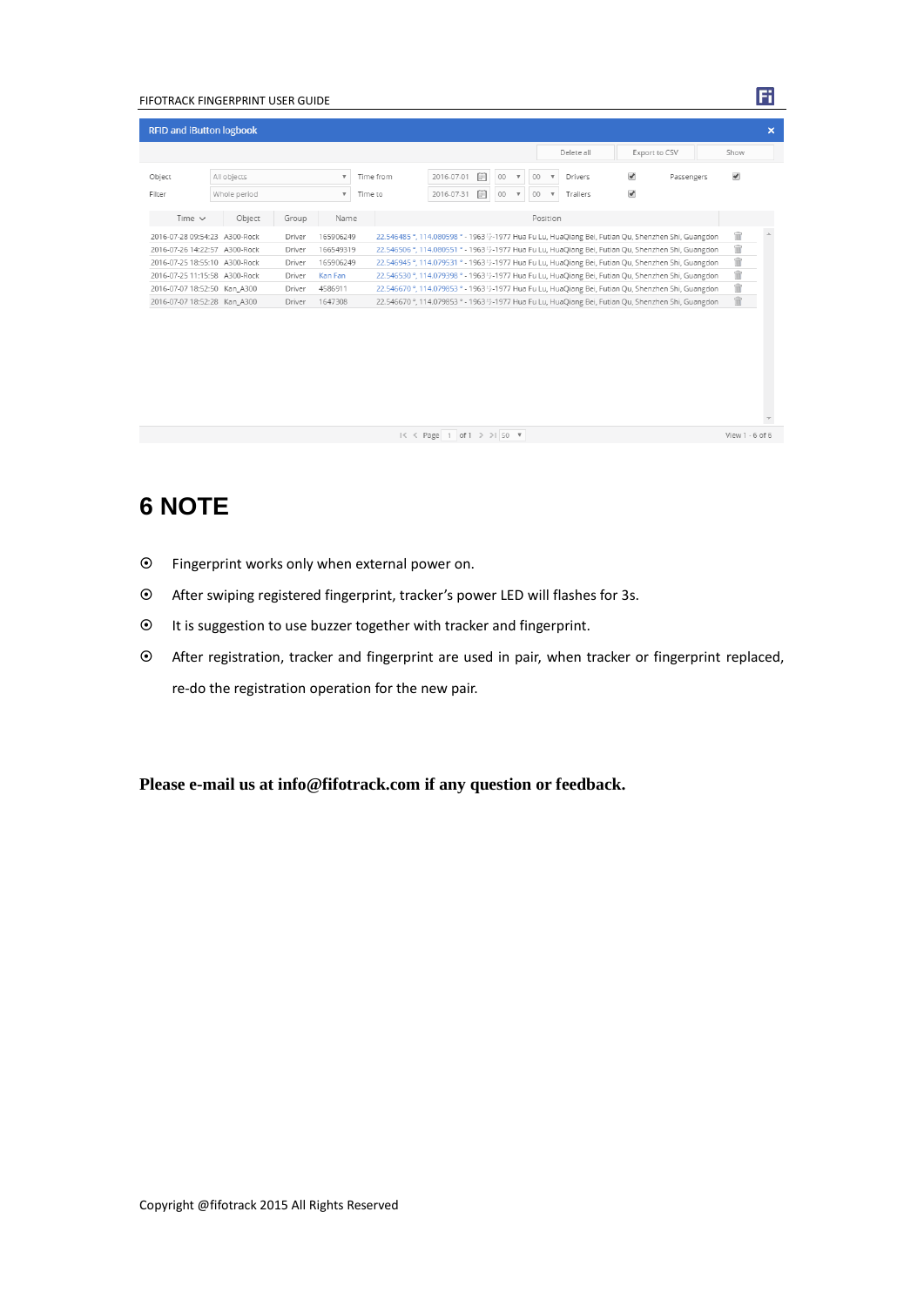RFID and iButton logbook

| Time | Object | Group | Name | Position |
|---|---|---|---|---|
| 2016-07-28 09:54:23 | A300-Rock | Driver | 165906249 | 22.546485 °, 114.080598 ° - 1963号-1977 Hua Fu Lu, HuaQiang Bei, Futian Qu, Shenzhen Shi, Guangdon |
| 2016-07-26 14:22:57 | A300-Rock | Driver | 166549319 | 22.546506 °, 114.080551 ° - 1963号-1977 Hua Fu Lu, HuaQiang Bei, Futian Qu, Shenzhen Shi, Guangdon |
| 2016-07-25 18:55:10 | A300-Rock | Driver | 165906249 | 22.546945 °, 114.079531 ° - 1963号-1977 Hua Fu Lu, HuaQiang Bei, Futian Qu, Shenzhen Shi, Guangdon |
| 2016-07-25 11:15:58 | A300-Rock | Driver | Kan Fan | 22.546530 °, 114.079398 ° - 1963号-1977 Hua Fu Lu, HuaQiang Bei, Futian Qu, Shenzhen Shi, Guangdon |
| 2016-07-07 18:52:50 | Kan_A300 | Driver | 4586911 | 22.546670 °, 114.079853 ° - 1963号-1977 Hua Fu Lu, HuaQiang Bei, Futian Qu, Shenzhen Shi, Guangdon |
| 2016-07-07 18:52:28 | Kan_A300 | Driver | 1647308 | 22.546670 °, 114.079853 ° - 1963号-1977 Hua Fu Lu, HuaQiang Bei, Futian Qu, Shenzhen Shi, Guangdon |

# 6 NOTE

- Fingerprint works only when external power on.
- After swiping registered fingerprint, tracker's power LED will flashes for 3s.
- It is suggestion to use buzzer together with tracker and fingerprint.
- After registration, tracker and fingerprint are used in pair, when tracker or fingerprint replaced, re-do the registration operation for the new pair.

**Please e-mail us at info@fifotrack.com if any question or feedback.**